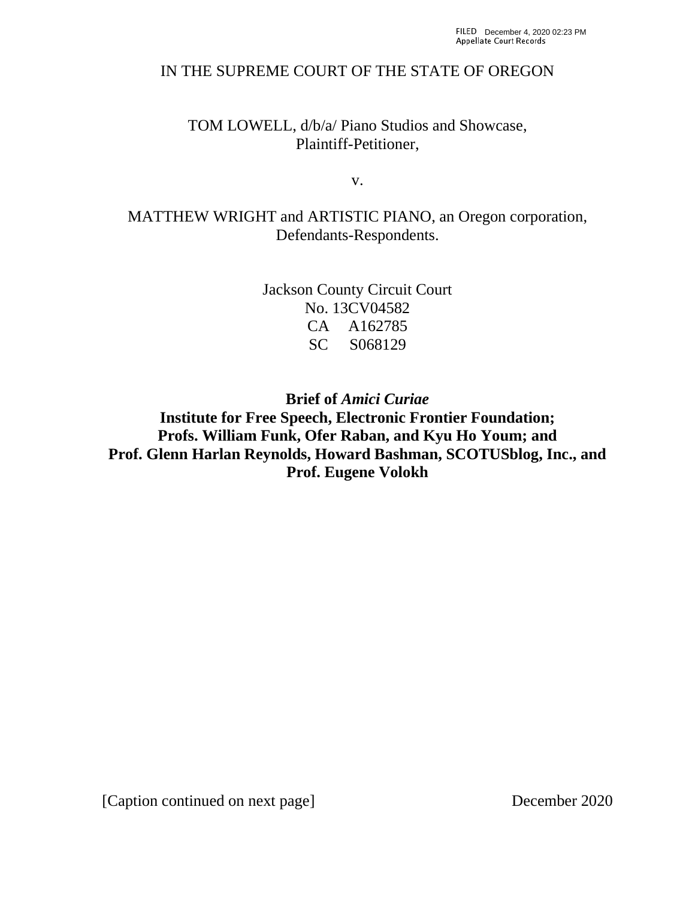FILED December 4, 2020 02:23 PM
Appellate Court Records

IN THE SUPREME COURT OF THE STATE OF OREGON

TOM LOWELL, d/b/a/ Piano Studios and Showcase,
Plaintiff-Petitioner,

v.

MATTHEW WRIGHT and ARTISTIC PIANO, an Oregon corporation,
Defendants-Respondents.

Jackson County Circuit Court
No. 13CV04582
CA A162785
SC S068129

**Brief of *Amici Curiae***
**Institute for Free Speech, Electronic Frontier Foundation;**
**Profs. William Funk, Ofer Raban, and Kyu Ho Youm; and**
**Prof. Glenn Harlan Reynolds, Howard Bashman, SCOTUSblog, Inc., and**
**Prof. Eugene Volokh**

[Caption continued on next page] December 2020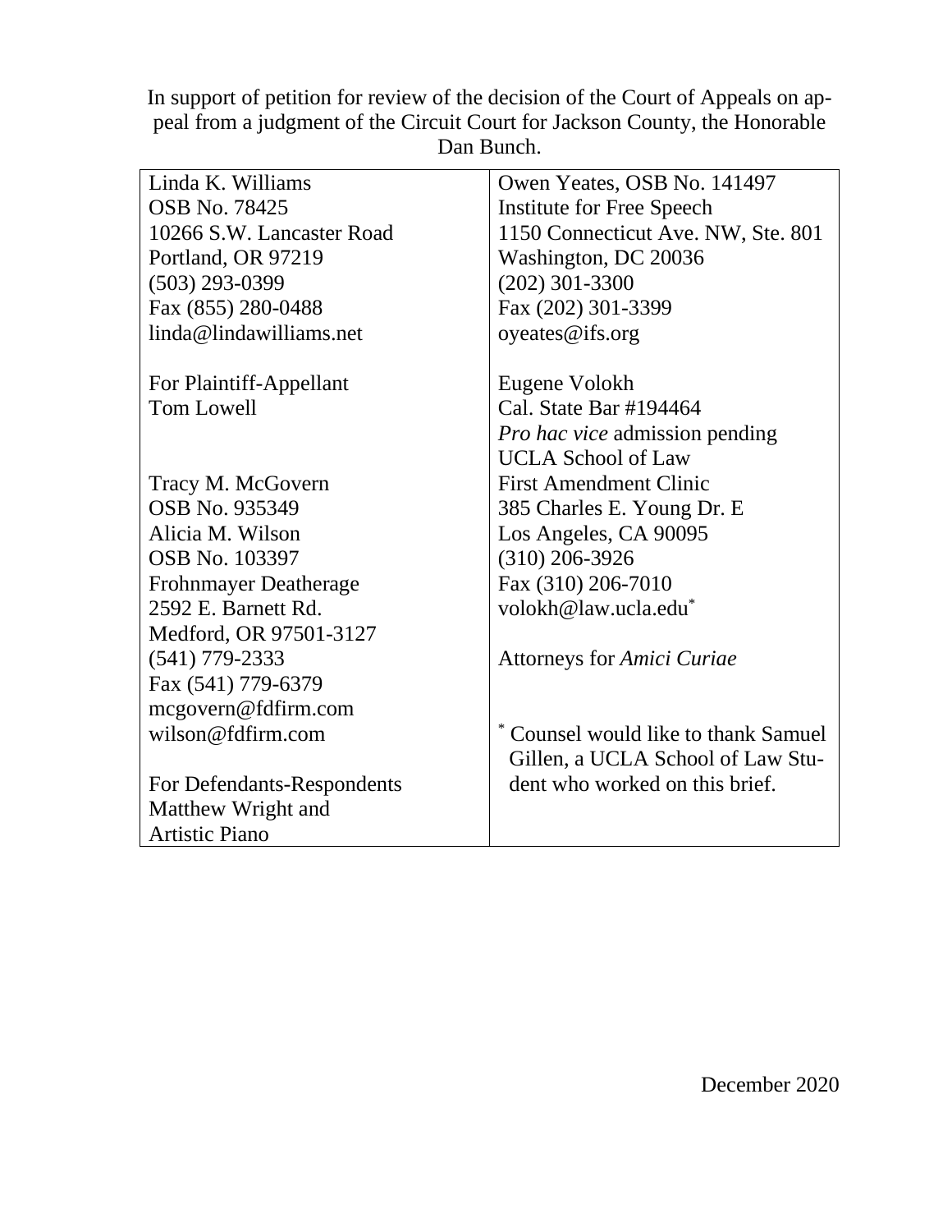In support of petition for review of the decision of the Court of Appeals on appeal from a judgment of the Circuit Court for Jackson County, the Honorable Dan Bunch.

| | |
|---|---|
| Linda K. Williams<br>OSB No. 78425<br>10266 S.W. Lancaster Road<br>Portland, OR 97219<br>(503) 293-0399<br>Fax (855) 280-0488<br>linda@lindawilliams.net<br><br>For Plaintiff-Appellant<br>Tom Lowell<br><br>Tracy M. McGovern<br>OSB No. 935349<br>Alicia M. Wilson<br>OSB No. 103397<br>Frohnmayer Deatherage<br>2592 E. Barnett Rd.<br>Medford, OR 97501-3127<br>(541) 779-2333<br>Fax (541) 779-6379<br>mcgovern@fdfirm.com<br>wilson@fdfirm.com<br><br>For Defendants-Respondents<br>Matthew Wright and<br>Artistic Piano | Owen Yeates, OSB No. 141497<br>Institute for Free Speech<br>1150 Connecticut Ave. NW, Ste. 801<br>Washington, DC 20036<br>(202) 301-3300<br>Fax (202) 301-3399<br>oyeates@ifs.org<br><br>Eugene Volokh<br>Cal. State Bar #194464<br>*Pro hac vice* admission pending<br>UCLA School of Law<br>First Amendment Clinic<br>385 Charles E. Young Dr. E<br>Los Angeles, CA 90095<br>(310) 206-3926<br>Fax (310) 206-7010<br>volokh@law.ucla.edu[*]<br><br>Attorneys for *Amici Curiae*<br><br>[*] Counsel would like to thank Samuel Gillen, a UCLA School of Law Student who worked on this brief. |

December 2020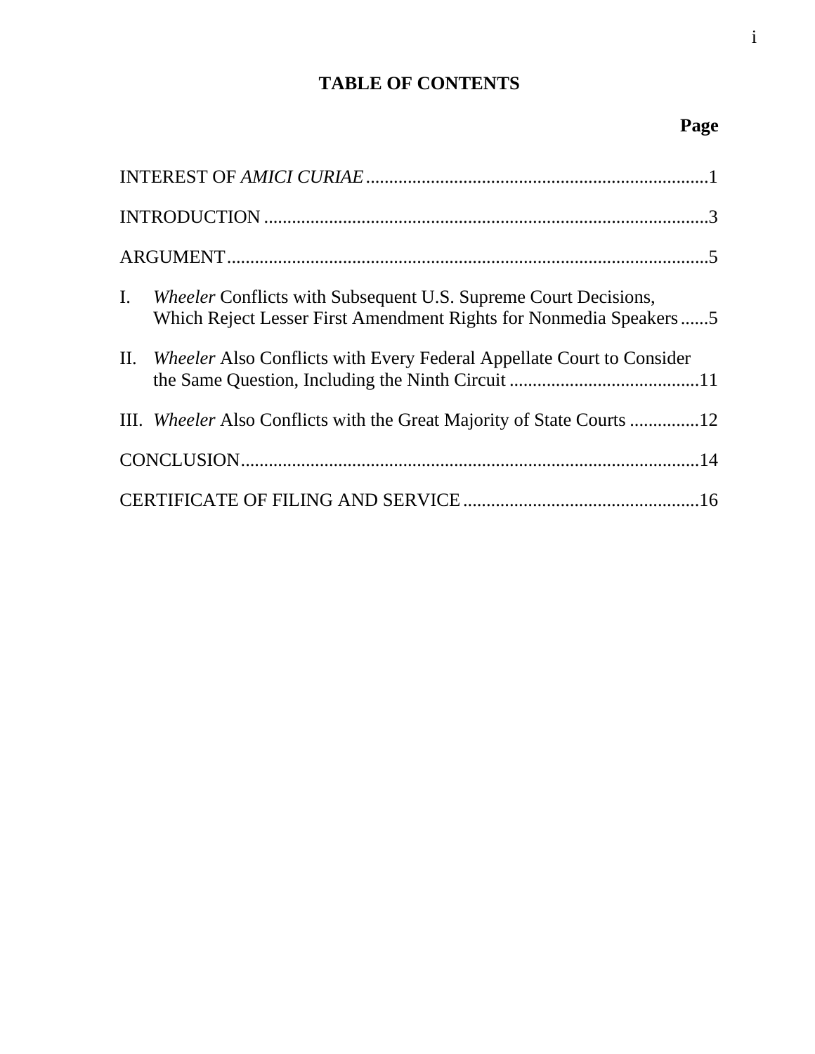# TABLE OF CONTENTS

| | Page |
|---|---|
| INTEREST OF *AMICI CURIAE* | 1 |
| INTRODUCTION | 3 |
| ARGUMENT | 5 |
| I. *Wheeler* Conflicts with Subsequent U.S. Supreme Court Decisions, Which Reject Lesser First Amendment Rights for Nonmedia Speakers | 5 |
| II. *Wheeler* Also Conflicts with Every Federal Appellate Court to Consider the Same Question, Including the Ninth Circuit | 11 |
| III. *Wheeler* Also Conflicts with the Great Majority of State Courts | 12 |
| CONCLUSION | 14 |
| CERTIFICATE OF FILING AND SERVICE | 16 |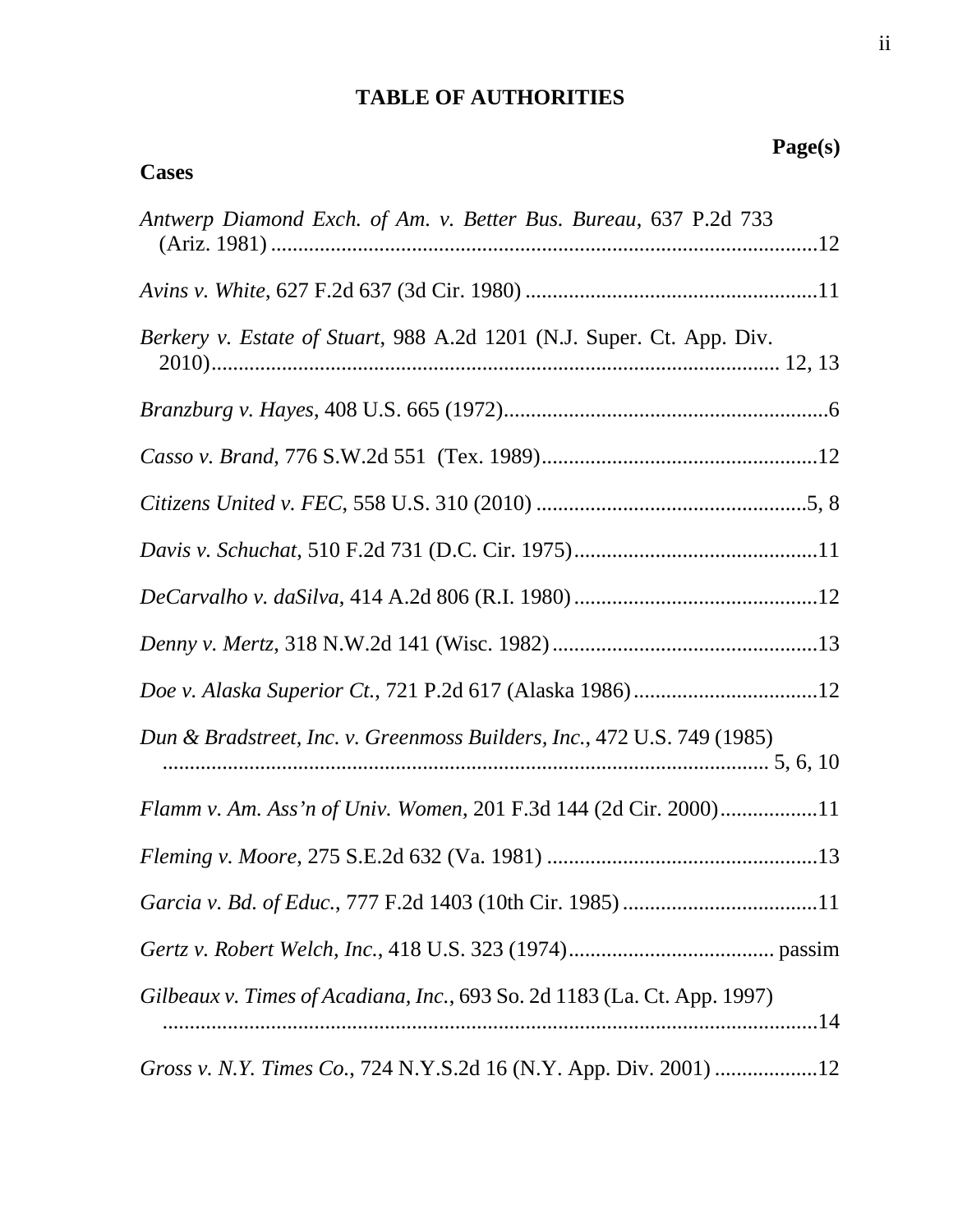# TABLE OF AUTHORITIES

**Page(s)**

**Cases**

*Antwerp Diamond Exch. of Am. v. Better Bus. Bureau*, 637 P.2d 733 (Ariz. 1981) ....................................................................................................12

*Avins v. White*, 627 F.2d 637 (3d Cir. 1980) ......................................................11

*Berkery v. Estate of Stuart*, 988 A.2d 1201 (N.J. Super. Ct. App. Div. 2010)........................................................................................................ 12, 13

*Branzburg v. Hayes*, 408 U.S. 665 (1972)............................................................6

*Casso v. Brand*, 776 S.W.2d 551 (Tex. 1989)...................................................12

*Citizens United v. FEC*, 558 U.S. 310 (2010) ..................................................5, 8

*Davis v. Schuchat*, 510 F.2d 731 (D.C. Cir. 1975).............................................11

*DeCarvalho v. daSilva*, 414 A.2d 806 (R.I. 1980).............................................12

*Denny v. Mertz*, 318 N.W.2d 141 (Wisc. 1982).................................................13

*Doe v. Alaska Superior Ct.*, 721 P.2d 617 (Alaska 1986)..................................12

*Dun & Bradstreet, Inc. v. Greenmoss Builders, Inc.*, 472 U.S. 749 (1985) ................................................................................................................ 5, 6, 10

*Flamm v. Am. Ass'n of Univ. Women*, 201 F.3d 144 (2d Cir. 2000).................11

*Fleming v. Moore*, 275 S.E.2d 632 (Va. 1981) ..................................................13

*Garcia v. Bd. of Educ.*, 777 F.2d 1403 (10th Cir. 1985) ....................................11

*Gertz v. Robert Welch, Inc.*, 418 U.S. 323 (1974)...................................... passim

*Gilbeaux v. Times of Acadiana, Inc.*, 693 So. 2d 1183 (La. Ct. App. 1997) ..........................................................................................................................14

*Gross v. N.Y. Times Co.*, 724 N.Y.S.2d 16 (N.Y. App. Div. 2001) ..................12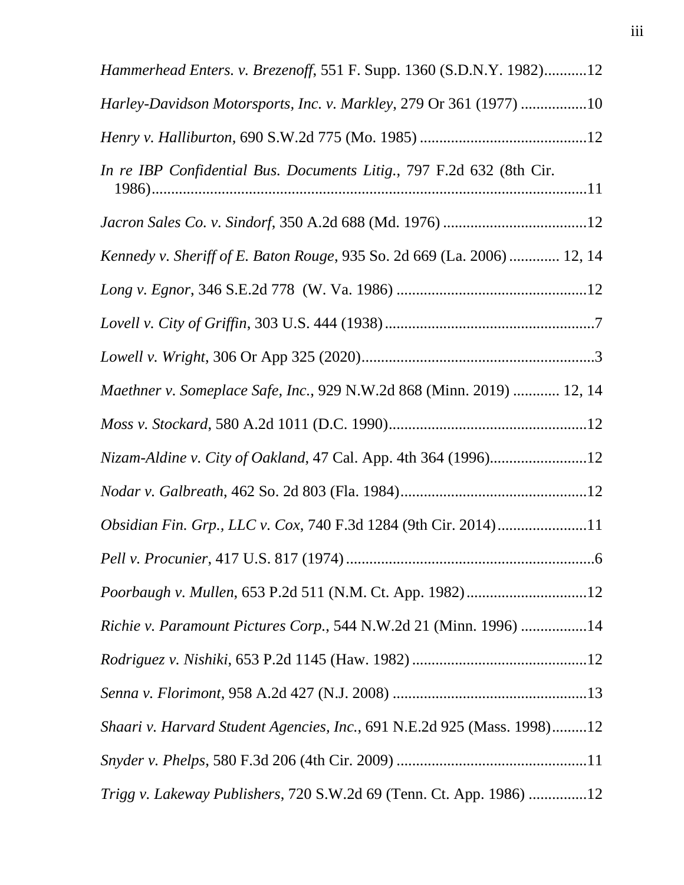*Hammerhead Enters. v. Brezenoff*, 551 F. Supp. 1360 (S.D.N.Y. 1982)...........12

*Harley-Davidson Motorsports, Inc. v. Markley*, 279 Or 361 (1977) .................10

*Henry v. Halliburton*, 690 S.W.2d 775 (Mo. 1985) ...........................................12

*In re IBP Confidential Bus. Documents Litig.*, 797 F.2d 632 (8th Cir. 1986)...................................................................................................................11

*Jacron Sales Co. v. Sindorf*, 350 A.2d 688 (Md. 1976) .....................................12

*Kennedy v. Sheriff of E. Baton Rouge*, 935 So. 2d 669 (La. 2006) ............. 12, 14

*Long v. Egnor*, 346 S.E.2d 778 (W. Va. 1986) .................................................12

*Lovell v. City of Griffin*, 303 U.S. 444 (1938) ......................................................7

*Lowell v. Wright*, 306 Or App 325 (2020)............................................................3

*Maethner v. Someplace Safe, Inc.*, 929 N.W.2d 868 (Minn. 2019) ............ 12, 14

*Moss v. Stockard*, 580 A.2d 1011 (D.C. 1990)...................................................12

*Nizam-Aldine v. City of Oakland*, 47 Cal. App. 4th 364 (1996).........................12

*Nodar v. Galbreath*, 462 So. 2d 803 (Fla. 1984)................................................12

*Obsidian Fin. Grp., LLC v. Cox*, 740 F.3d 1284 (9th Cir. 2014).......................11

*Pell v. Procunier*, 417 U.S. 817 (1974) ................................................................6

*Poorbaugh v. Mullen*, 653 P.2d 511 (N.M. Ct. App. 1982)...............................12

*Richie v. Paramount Pictures Corp.*, 544 N.W.2d 21 (Minn. 1996) .................14

*Rodriguez v. Nishiki*, 653 P.2d 1145 (Haw. 1982) .............................................12

*Senna v. Florimont*, 958 A.2d 427 (N.J. 2008) ..................................................13

*Shaari v. Harvard Student Agencies, Inc.*, 691 N.E.2d 925 (Mass. 1998).........12

*Snyder v. Phelps*, 580 F.3d 206 (4th Cir. 2009) .................................................11

*Trigg v. Lakeway Publishers*, 720 S.W.2d 69 (Tenn. Ct. App. 1986) ...............12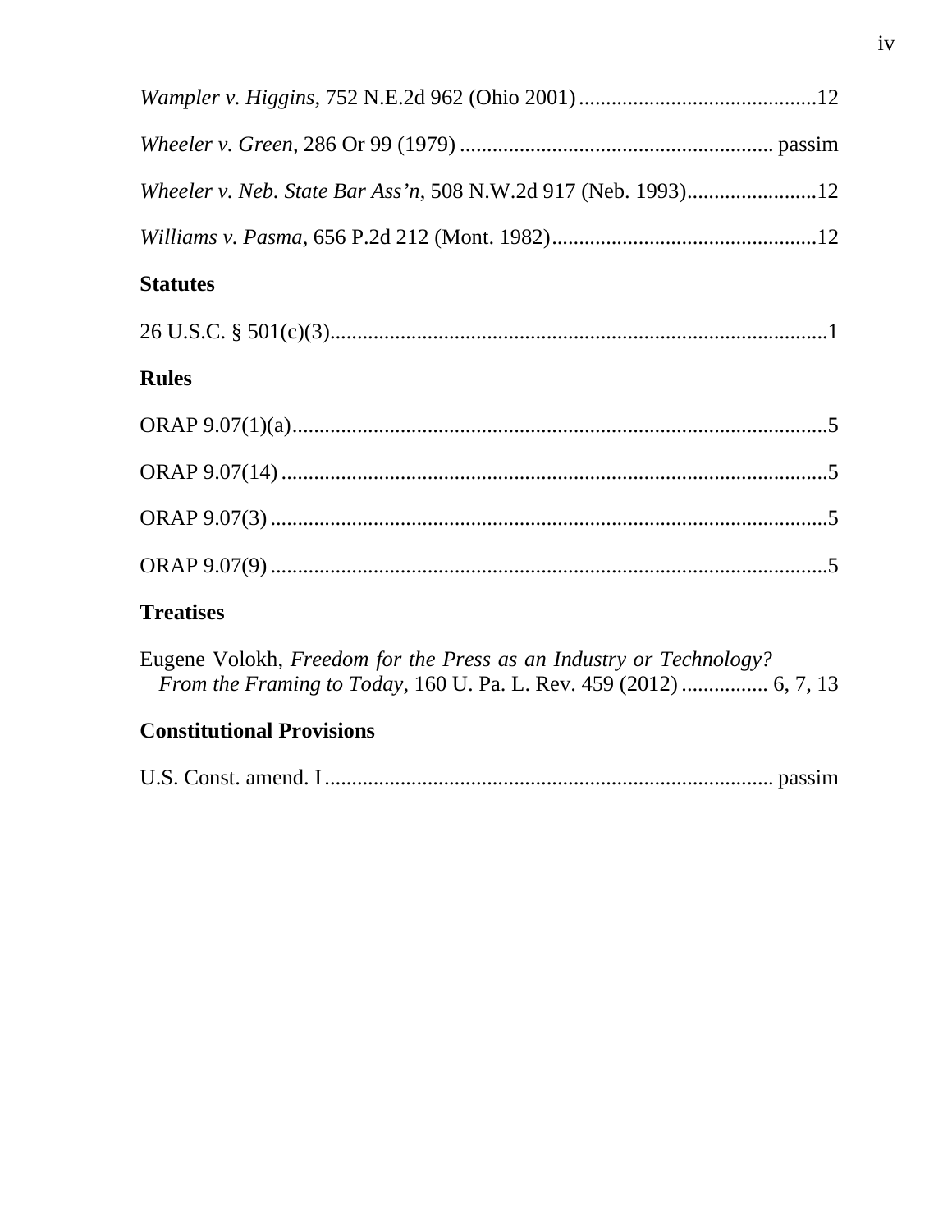*Wampler v. Higgins*, 752 N.E.2d 962 (Ohio 2001) ............................................12

*Wheeler v. Green*, 286 Or 99 (1979) .......................................................... passim

*Wheeler v. Neb. State Bar Ass'n*, 508 N.W.2d 917 (Neb. 1993)........................12

*Williams v. Pasma*, 656 P.2d 212 (Mont. 1982).................................................12

**Statutes**

26 U.S.C. § 501(c)(3)...........................................................................................1

**Rules**

ORAP 9.07(1)(a)...................................................................................................5

ORAP 9.07(14) .....................................................................................................5

ORAP 9.07(3) .......................................................................................................5

ORAP 9.07(9) .......................................................................................................5

**Treatises**

Eugene Volokh, *Freedom for the Press as an Industry or Technology? From the Framing to Today*, 160 U. Pa. L. Rev. 459 (2012) ................ 6, 7, 13

**Constitutional Provisions**

U.S. Const. amend. I ................................................................................. passim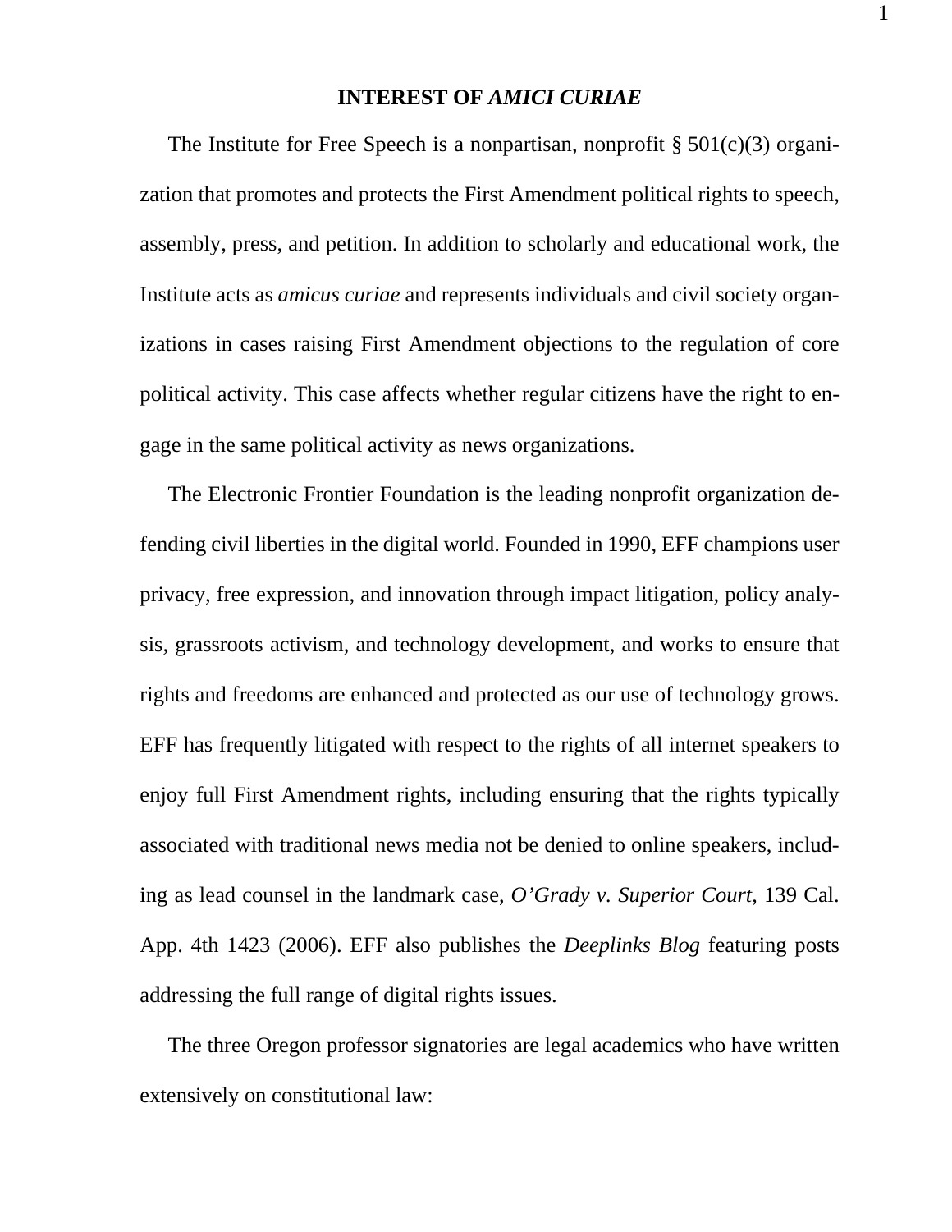## INTEREST OF *AMICI CURIAE*

The Institute for Free Speech is a nonpartisan, nonprofit § 501(c)(3) organization that promotes and protects the First Amendment political rights to speech, assembly, press, and petition. In addition to scholarly and educational work, the Institute acts as *amicus curiae* and represents individuals and civil society organizations in cases raising First Amendment objections to the regulation of core political activity. This case affects whether regular citizens have the right to engage in the same political activity as news organizations.

The Electronic Frontier Foundation is the leading nonprofit organization defending civil liberties in the digital world. Founded in 1990, EFF champions user privacy, free expression, and innovation through impact litigation, policy analysis, grassroots activism, and technology development, and works to ensure that rights and freedoms are enhanced and protected as our use of technology grows. EFF has frequently litigated with respect to the rights of all internet speakers to enjoy full First Amendment rights, including ensuring that the rights typically associated with traditional news media not be denied to online speakers, including as lead counsel in the landmark case, *O'Grady v. Superior Court*, 139 Cal. App. 4th 1423 (2006). EFF also publishes the *Deeplinks Blog* featuring posts addressing the full range of digital rights issues.

The three Oregon professor signatories are legal academics who have written extensively on constitutional law: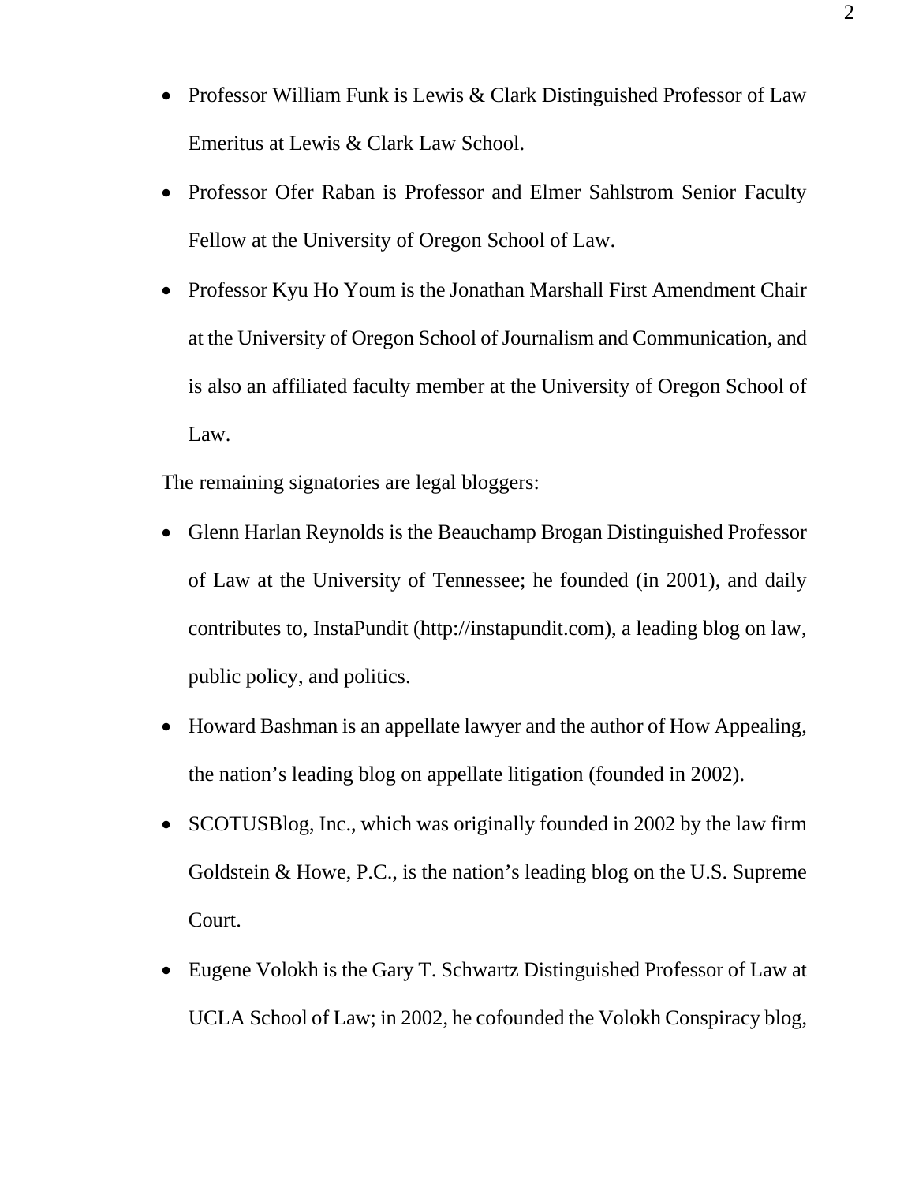- Professor William Funk is Lewis & Clark Distinguished Professor of Law Emeritus at Lewis & Clark Law School.
- Professor Ofer Raban is Professor and Elmer Sahlstrom Senior Faculty Fellow at the University of Oregon School of Law.
- Professor Kyu Ho Youm is the Jonathan Marshall First Amendment Chair at the University of Oregon School of Journalism and Communication, and is also an affiliated faculty member at the University of Oregon School of Law.

The remaining signatories are legal bloggers:

- Glenn Harlan Reynolds is the Beauchamp Brogan Distinguished Professor of Law at the University of Tennessee; he founded (in 2001), and daily contributes to, InstaPundit (http://instapundit.com), a leading blog on law, public policy, and politics.
- Howard Bashman is an appellate lawyer and the author of How Appealing, the nation's leading blog on appellate litigation (founded in 2002).
- SCOTUSBlog, Inc., which was originally founded in 2002 by the law firm Goldstein & Howe, P.C., is the nation's leading blog on the U.S. Supreme Court.
- Eugene Volokh is the Gary T. Schwartz Distinguished Professor of Law at UCLA School of Law; in 2002, he cofounded the Volokh Conspiracy blog,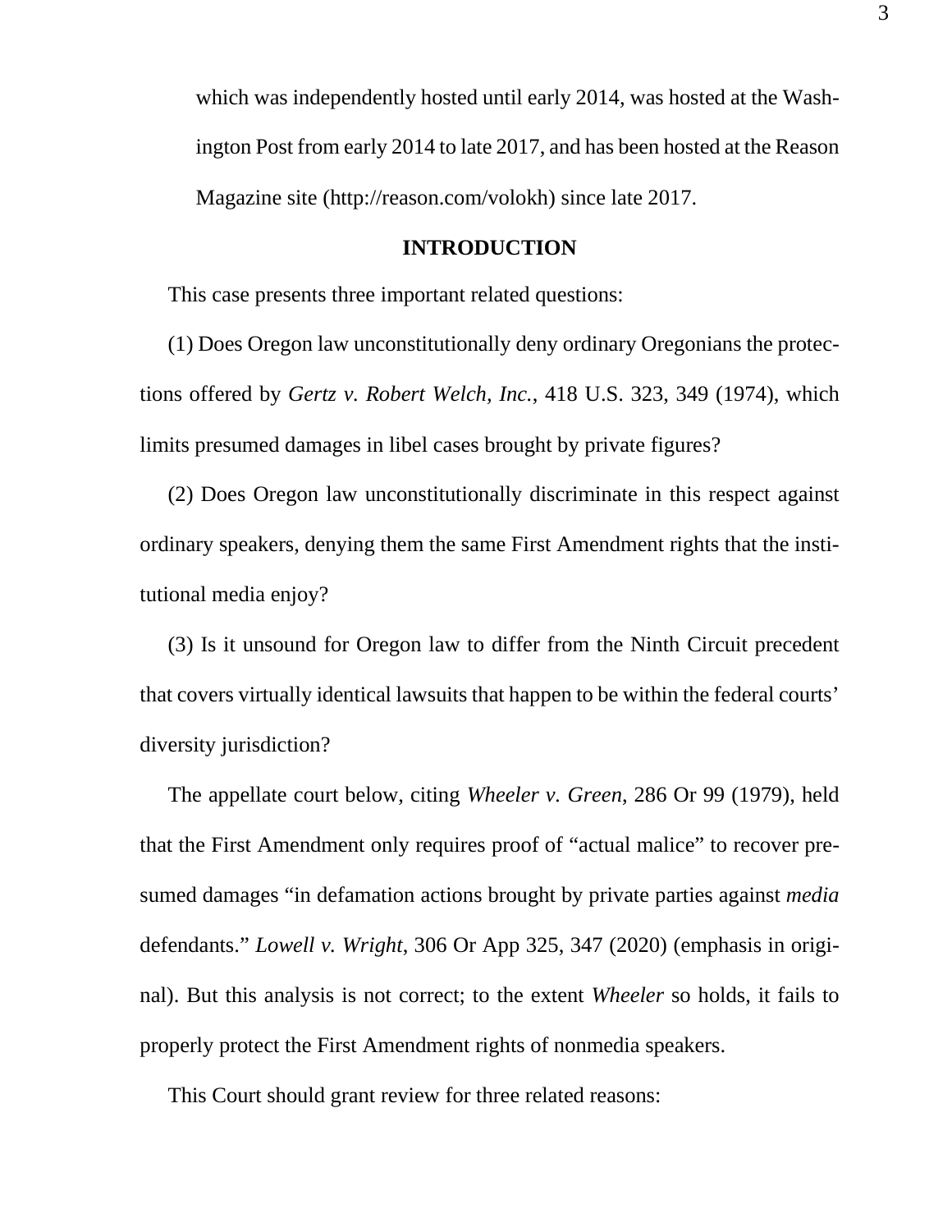which was independently hosted until early 2014, was hosted at the Washington Post from early 2014 to late 2017, and has been hosted at the Reason Magazine site (http://reason.com/volokh) since late 2017.

**INTRODUCTION**

This case presents three important related questions:

(1) Does Oregon law unconstitutionally deny ordinary Oregonians the protections offered by *Gertz v. Robert Welch, Inc.*, 418 U.S. 323, 349 (1974), which limits presumed damages in libel cases brought by private figures?

(2) Does Oregon law unconstitutionally discriminate in this respect against ordinary speakers, denying them the same First Amendment rights that the institutional media enjoy?

(3) Is it unsound for Oregon law to differ from the Ninth Circuit precedent that covers virtually identical lawsuits that happen to be within the federal courts' diversity jurisdiction?

The appellate court below, citing *Wheeler v. Green*, 286 Or 99 (1979), held that the First Amendment only requires proof of "actual malice" to recover presumed damages "in defamation actions brought by private parties against *media* defendants." *Lowell v. Wright*, 306 Or App 325, 347 (2020) (emphasis in original). But this analysis is not correct; to the extent *Wheeler* so holds, it fails to properly protect the First Amendment rights of nonmedia speakers.

This Court should grant review for three related reasons: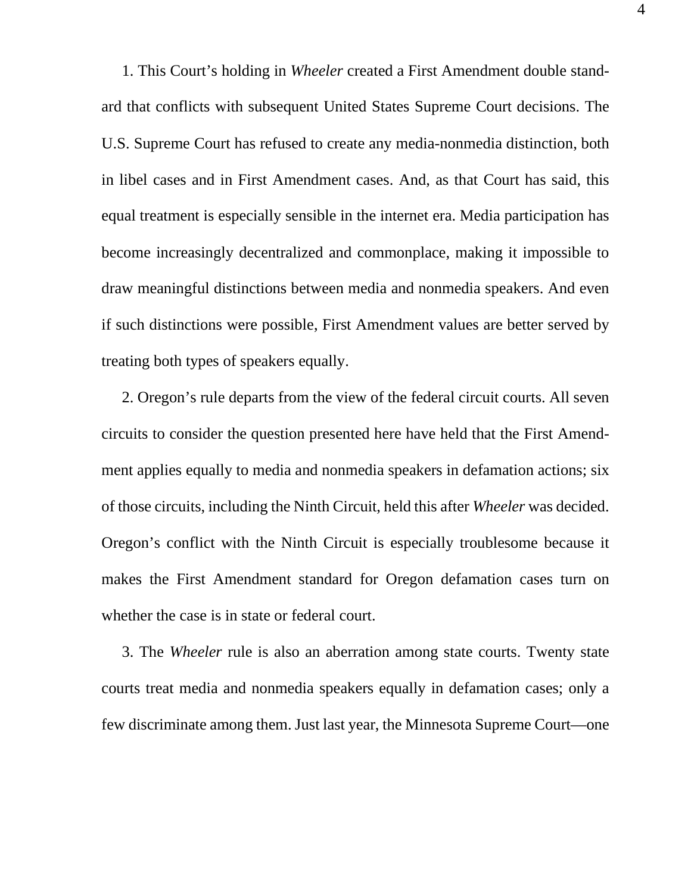1. This Court's holding in *Wheeler* created a First Amendment double standard that conflicts with subsequent United States Supreme Court decisions. The U.S. Supreme Court has refused to create any media-nonmedia distinction, both in libel cases and in First Amendment cases. And, as that Court has said, this equal treatment is especially sensible in the internet era. Media participation has become increasingly decentralized and commonplace, making it impossible to draw meaningful distinctions between media and nonmedia speakers. And even if such distinctions were possible, First Amendment values are better served by treating both types of speakers equally.

2. Oregon's rule departs from the view of the federal circuit courts. All seven circuits to consider the question presented here have held that the First Amendment applies equally to media and nonmedia speakers in defamation actions; six of those circuits, including the Ninth Circuit, held this after *Wheeler* was decided. Oregon's conflict with the Ninth Circuit is especially troublesome because it makes the First Amendment standard for Oregon defamation cases turn on whether the case is in state or federal court.

3. The *Wheeler* rule is also an aberration among state courts. Twenty state courts treat media and nonmedia speakers equally in defamation cases; only a few discriminate among them. Just last year, the Minnesota Supreme Court—one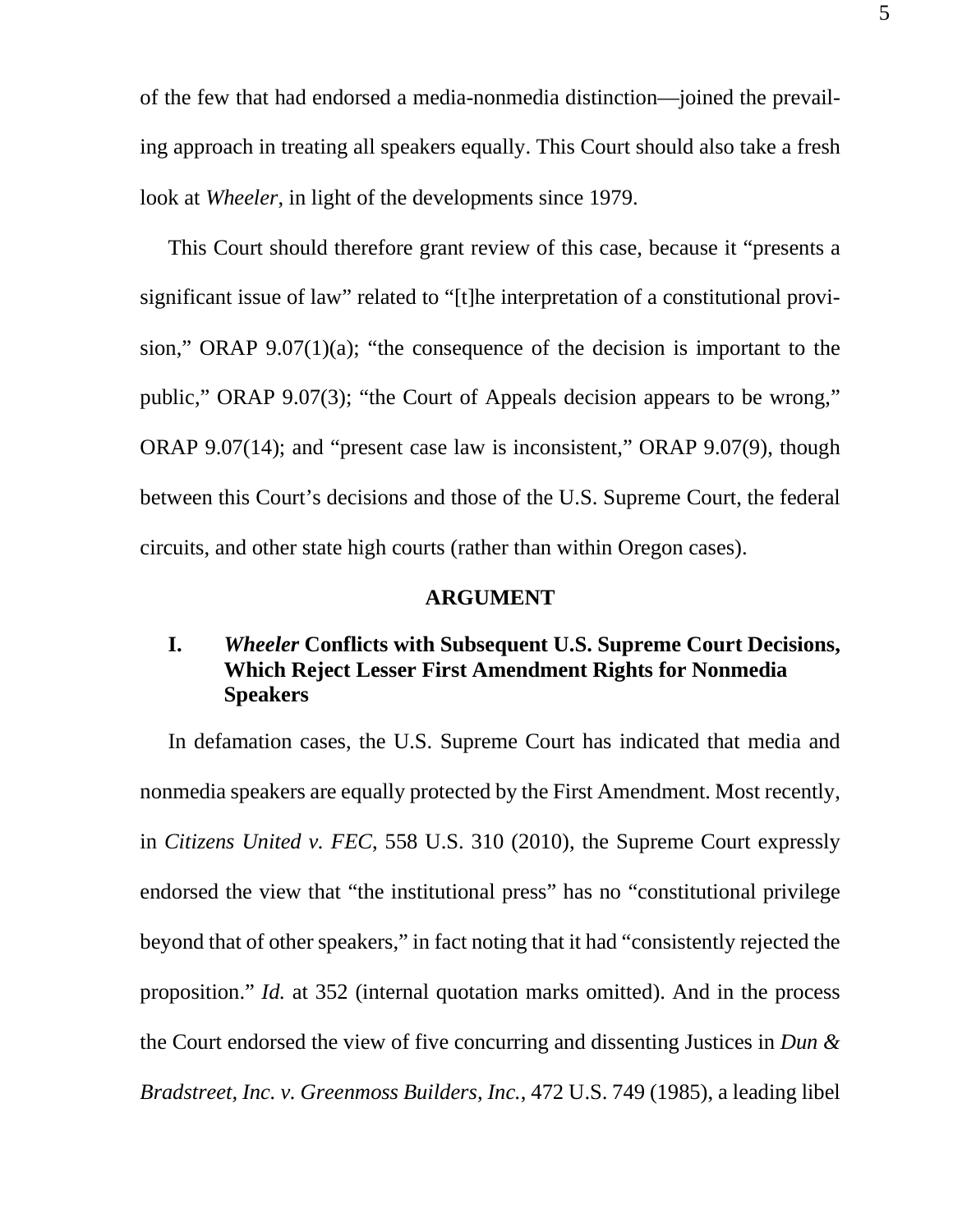of the few that had endorsed a media-nonmedia distinction—joined the prevailing approach in treating all speakers equally. This Court should also take a fresh look at *Wheeler*, in light of the developments since 1979.

This Court should therefore grant review of this case, because it "presents a significant issue of law" related to "[t]he interpretation of a constitutional provision," ORAP 9.07(1)(a); "the consequence of the decision is important to the public," ORAP 9.07(3); "the Court of Appeals decision appears to be wrong," ORAP 9.07(14); and "present case law is inconsistent," ORAP 9.07(9), though between this Court's decisions and those of the U.S. Supreme Court, the federal circuits, and other state high courts (rather than within Oregon cases).

## ARGUMENT

### I. *Wheeler* Conflicts with Subsequent U.S. Supreme Court Decisions, Which Reject Lesser First Amendment Rights for Nonmedia Speakers

In defamation cases, the U.S. Supreme Court has indicated that media and nonmedia speakers are equally protected by the First Amendment. Most recently, in *Citizens United v. FEC*, 558 U.S. 310 (2010), the Supreme Court expressly endorsed the view that "the institutional press" has no "constitutional privilege beyond that of other speakers," in fact noting that it had "consistently rejected the proposition." *Id.* at 352 (internal quotation marks omitted). And in the process the Court endorsed the view of five concurring and dissenting Justices in *Dun & Bradstreet, Inc. v. Greenmoss Builders, Inc.*, 472 U.S. 749 (1985), a leading libel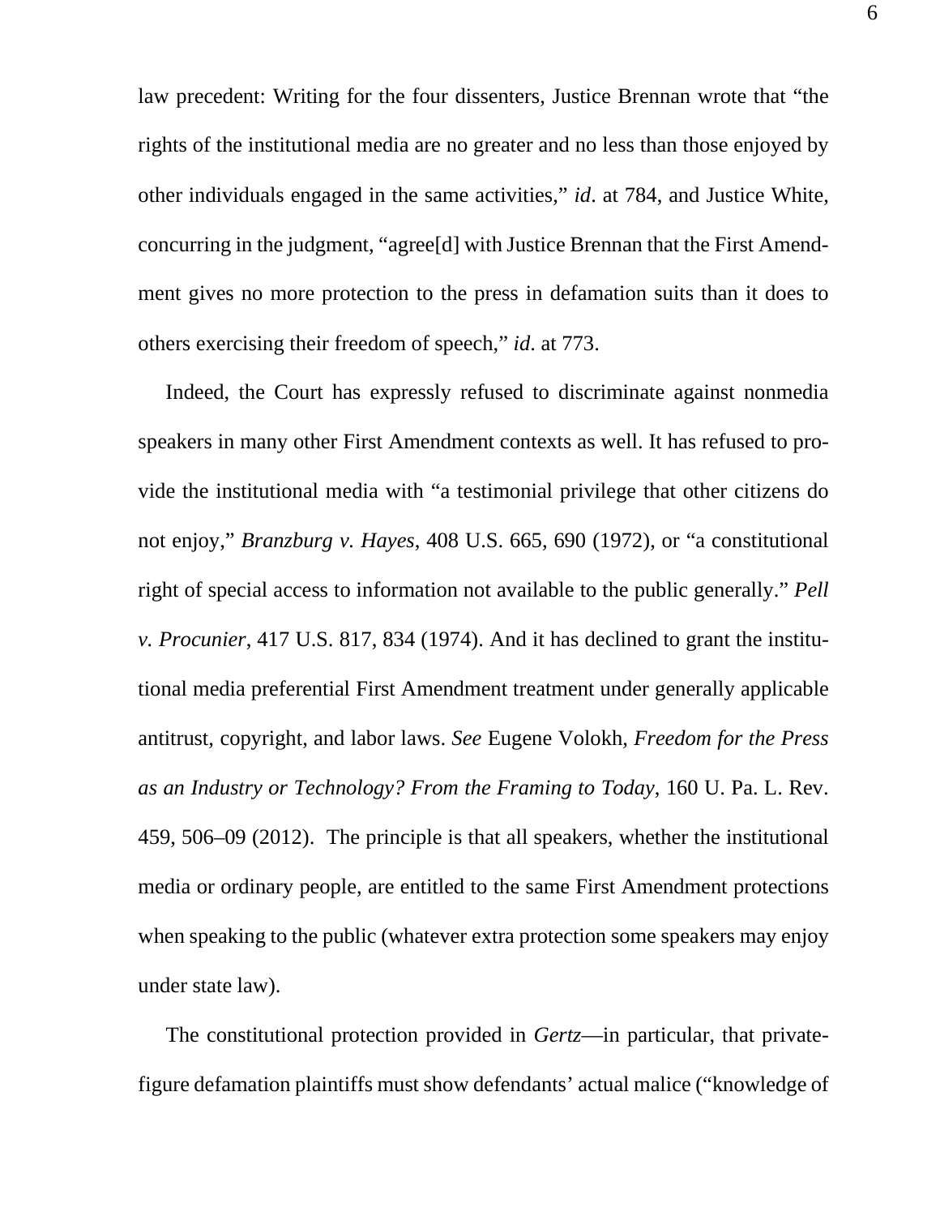law precedent: Writing for the four dissenters, Justice Brennan wrote that "the rights of the institutional media are no greater and no less than those enjoyed by other individuals engaged in the same activities," *id*. at 784, and Justice White, concurring in the judgment, "agree[d] with Justice Brennan that the First Amendment gives no more protection to the press in defamation suits than it does to others exercising their freedom of speech," *id*. at 773.

Indeed, the Court has expressly refused to discriminate against nonmedia speakers in many other First Amendment contexts as well. It has refused to provide the institutional media with "a testimonial privilege that other citizens do not enjoy," *Branzburg v. Hayes*, 408 U.S. 665, 690 (1972), or "a constitutional right of special access to information not available to the public generally." *Pell v. Procunier*, 417 U.S. 817, 834 (1974). And it has declined to grant the institutional media preferential First Amendment treatment under generally applicable antitrust, copyright, and labor laws. *See* Eugene Volokh, *Freedom for the Press as an Industry or Technology? From the Framing to Today*, 160 U. Pa. L. Rev. 459, 506–09 (2012). The principle is that all speakers, whether the institutional media or ordinary people, are entitled to the same First Amendment protections when speaking to the public (whatever extra protection some speakers may enjoy under state law).

The constitutional protection provided in *Gertz*—in particular, that private-figure defamation plaintiffs must show defendants' actual malice ("knowledge of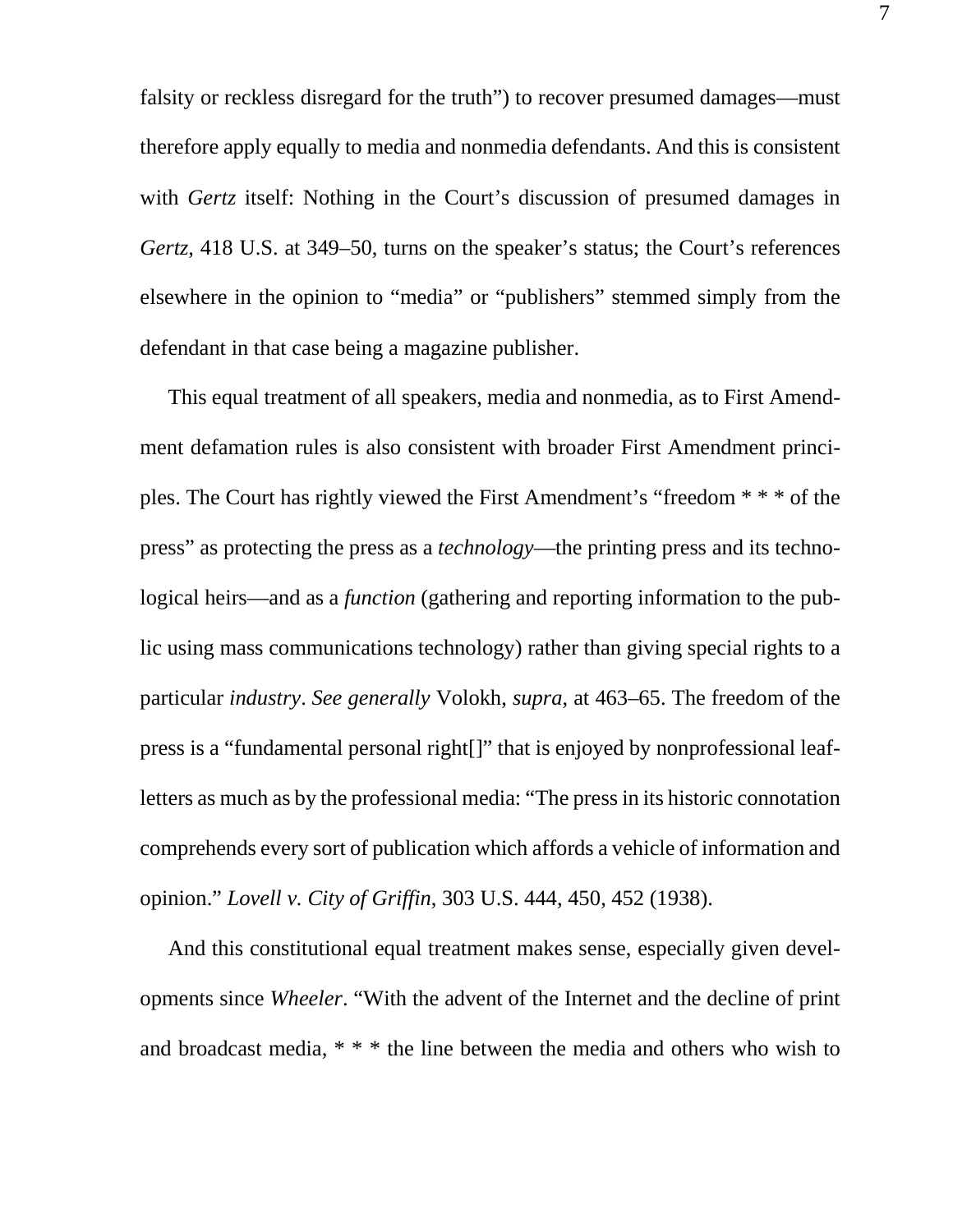falsity or reckless disregard for the truth") to recover presumed damages—must therefore apply equally to media and nonmedia defendants. And this is consistent with *Gertz* itself: Nothing in the Court's discussion of presumed damages in *Gertz*, 418 U.S. at 349–50, turns on the speaker's status; the Court's references elsewhere in the opinion to "media" or "publishers" stemmed simply from the defendant in that case being a magazine publisher.

This equal treatment of all speakers, media and nonmedia, as to First Amendment defamation rules is also consistent with broader First Amendment principles. The Court has rightly viewed the First Amendment's "freedom * * * of the press" as protecting the press as a *technology*—the printing press and its technological heirs—and as a *function* (gathering and reporting information to the public using mass communications technology) rather than giving special rights to a particular *industry*. *See generally* Volokh, *supra*, at 463–65. The freedom of the press is a "fundamental personal right[]" that is enjoyed by nonprofessional leafletters as much as by the professional media: "The press in its historic connotation comprehends every sort of publication which affords a vehicle of information and opinion." *Lovell v. City of Griffin*, 303 U.S. 444, 450, 452 (1938).

And this constitutional equal treatment makes sense, especially given developments since *Wheeler*. "With the advent of the Internet and the decline of print and broadcast media, * * * the line between the media and others who wish to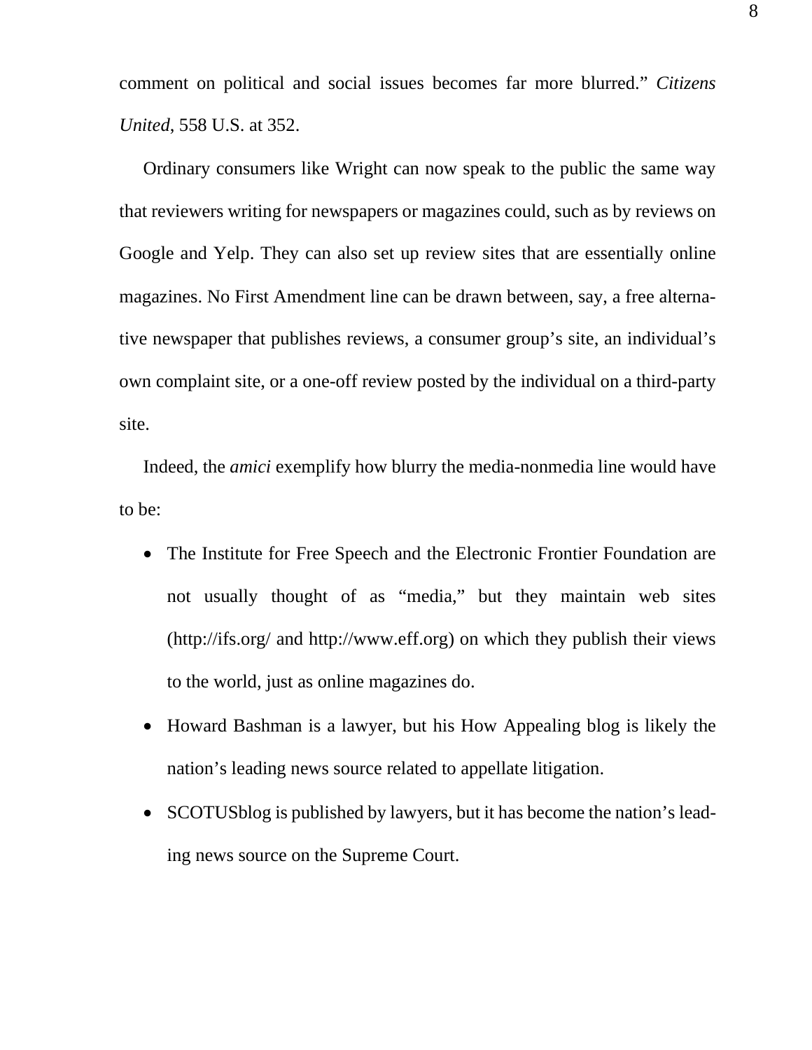comment on political and social issues becomes far more blurred." *Citizens United*, 558 U.S. at 352.

Ordinary consumers like Wright can now speak to the public the same way that reviewers writing for newspapers or magazines could, such as by reviews on Google and Yelp. They can also set up review sites that are essentially online magazines. No First Amendment line can be drawn between, say, a free alternative newspaper that publishes reviews, a consumer group's site, an individual's own complaint site, or a one-off review posted by the individual on a third-party site.

Indeed, the *amici* exemplify how blurry the media-nonmedia line would have to be:

- The Institute for Free Speech and the Electronic Frontier Foundation are not usually thought of as "media," but they maintain web sites (http://ifs.org/ and http://www.eff.org) on which they publish their views to the world, just as online magazines do.
- Howard Bashman is a lawyer, but his How Appealing blog is likely the nation's leading news source related to appellate litigation.
- SCOTUSblog is published by lawyers, but it has become the nation's leading news source on the Supreme Court.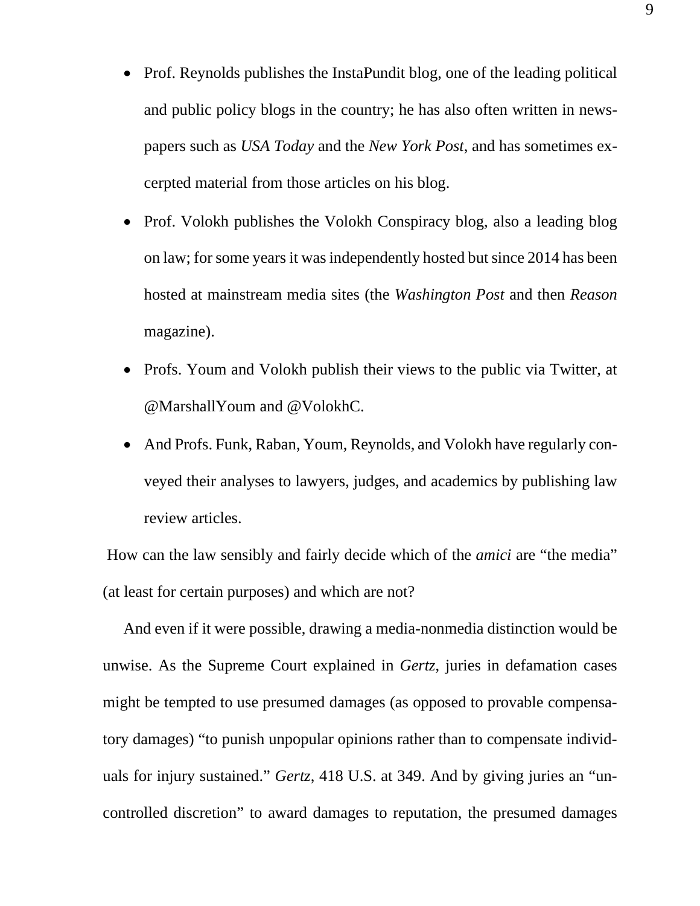- Prof. Reynolds publishes the InstaPundit blog, one of the leading political and public policy blogs in the country; he has also often written in newspapers such as *USA Today* and the *New York Post*, and has sometimes excerpted material from those articles on his blog.
- Prof. Volokh publishes the Volokh Conspiracy blog, also a leading blog on law; for some years it was independently hosted but since 2014 has been hosted at mainstream media sites (the *Washington Post* and then *Reason* magazine).
- Profs. Youm and Volokh publish their views to the public via Twitter, at @MarshallYoum and @VolokhC.
- And Profs. Funk, Raban, Youm, Reynolds, and Volokh have regularly conveyed their analyses to lawyers, judges, and academics by publishing law review articles.

How can the law sensibly and fairly decide which of the *amici* are "the media" (at least for certain purposes) and which are not?

And even if it were possible, drawing a media-nonmedia distinction would be unwise. As the Supreme Court explained in *Gertz*, juries in defamation cases might be tempted to use presumed damages (as opposed to provable compensatory damages) "to punish unpopular opinions rather than to compensate individuals for injury sustained." *Gertz*, 418 U.S. at 349. And by giving juries an "uncontrolled discretion" to award damages to reputation, the presumed damages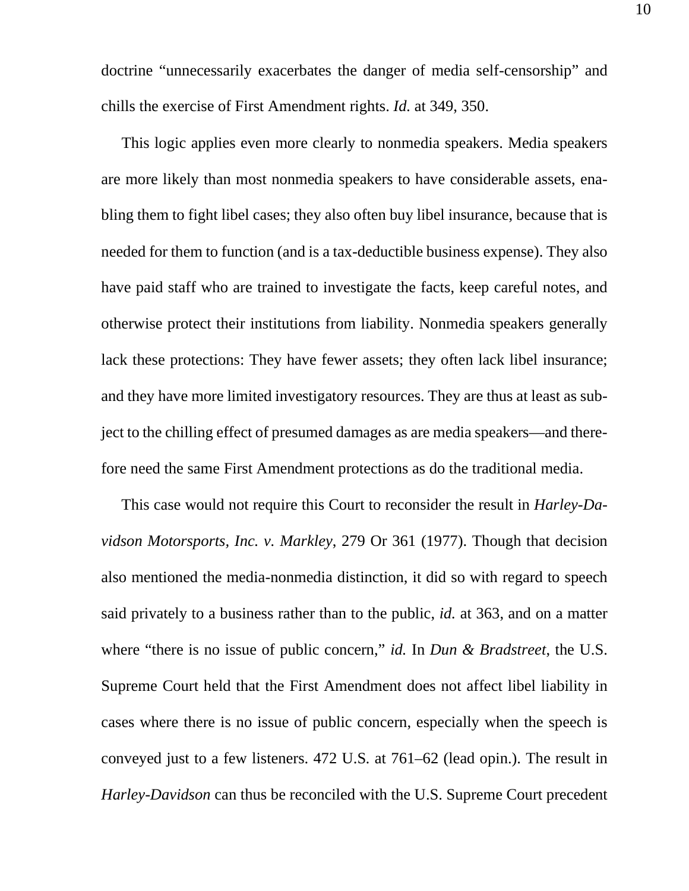doctrine "unnecessarily exacerbates the danger of media self-censorship" and chills the exercise of First Amendment rights. *Id.* at 349, 350.

This logic applies even more clearly to nonmedia speakers. Media speakers are more likely than most nonmedia speakers to have considerable assets, enabling them to fight libel cases; they also often buy libel insurance, because that is needed for them to function (and is a tax-deductible business expense). They also have paid staff who are trained to investigate the facts, keep careful notes, and otherwise protect their institutions from liability. Nonmedia speakers generally lack these protections: They have fewer assets; they often lack libel insurance; and they have more limited investigatory resources. They are thus at least as subject to the chilling effect of presumed damages as are media speakers—and therefore need the same First Amendment protections as do the traditional media.

This case would not require this Court to reconsider the result in *Harley-Davidson Motorsports, Inc. v. Markley*, 279 Or 361 (1977). Though that decision also mentioned the media-nonmedia distinction, it did so with regard to speech said privately to a business rather than to the public, *id.* at 363, and on a matter where "there is no issue of public concern," *id.* In *Dun & Bradstreet*, the U.S. Supreme Court held that the First Amendment does not affect libel liability in cases where there is no issue of public concern, especially when the speech is conveyed just to a few listeners. 472 U.S. at 761–62 (lead opin.). The result in *Harley-Davidson* can thus be reconciled with the U.S. Supreme Court precedent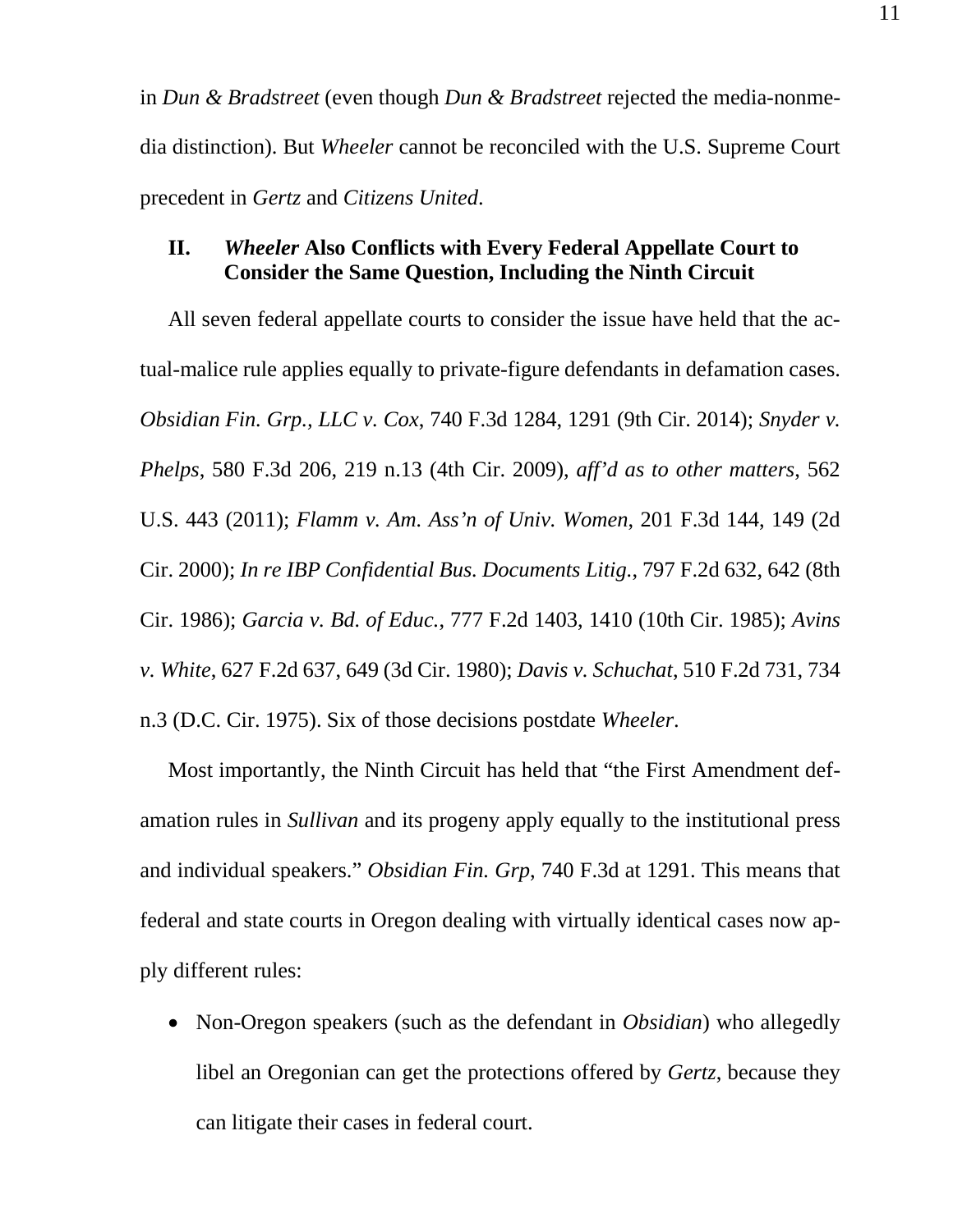in *Dun & Bradstreet* (even though *Dun & Bradstreet* rejected the media-nonmedia distinction). But *Wheeler* cannot be reconciled with the U.S. Supreme Court precedent in *Gertz* and *Citizens United*.

## II. *Wheeler* Also Conflicts with Every Federal Appellate Court to Consider the Same Question, Including the Ninth Circuit

All seven federal appellate courts to consider the issue have held that the actual-malice rule applies equally to private-figure defendants in defamation cases. *Obsidian Fin. Grp., LLC v. Cox*, 740 F.3d 1284, 1291 (9th Cir. 2014); *Snyder v. Phelps*, 580 F.3d 206, 219 n.13 (4th Cir. 2009), *aff'd as to other matters*, 562 U.S. 443 (2011); *Flamm v. Am. Ass'n of Univ. Women*, 201 F.3d 144, 149 (2d Cir. 2000); *In re IBP Confidential Bus. Documents Litig.*, 797 F.2d 632, 642 (8th Cir. 1986); *Garcia v. Bd. of Educ.*, 777 F.2d 1403, 1410 (10th Cir. 1985); *Avins v. White*, 627 F.2d 637, 649 (3d Cir. 1980); *Davis v. Schuchat*, 510 F.2d 731, 734 n.3 (D.C. Cir. 1975). Six of those decisions postdate *Wheeler*.

Most importantly, the Ninth Circuit has held that "the First Amendment defamation rules in *Sullivan* and its progeny apply equally to the institutional press and individual speakers." *Obsidian Fin. Grp*, 740 F.3d at 1291. This means that federal and state courts in Oregon dealing with virtually identical cases now apply different rules:

- Non-Oregon speakers (such as the defendant in *Obsidian*) who allegedly libel an Oregonian can get the protections offered by *Gertz*, because they can litigate their cases in federal court.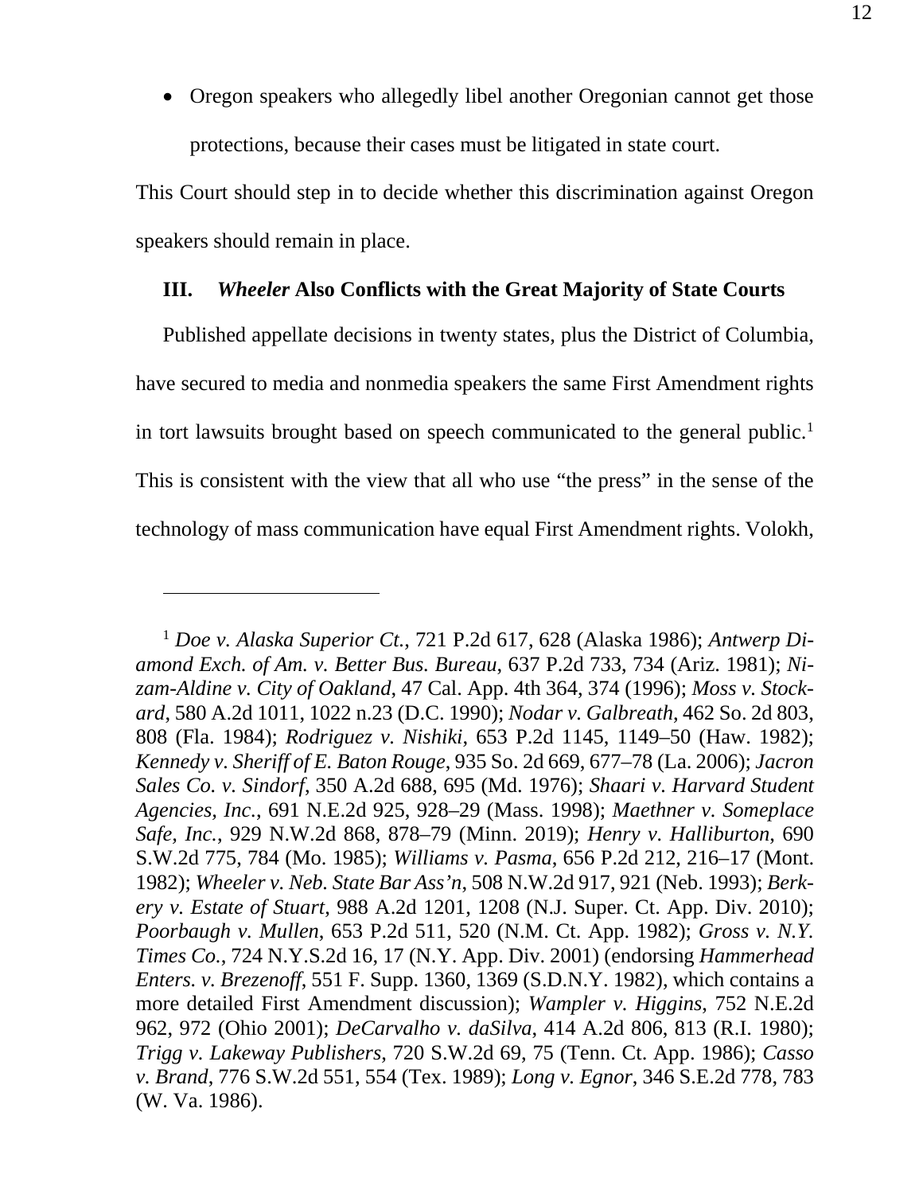- Oregon speakers who allegedly libel another Oregonian cannot get those protections, because their cases must be litigated in state court.

This Court should step in to decide whether this discrimination against Oregon speakers should remain in place.

### III. *Wheeler* Also Conflicts with the Great Majority of State Courts

Published appellate decisions in twenty states, plus the District of Columbia, have secured to media and nonmedia speakers the same First Amendment rights in tort lawsuits brought based on speech communicated to the general public.[1] This is consistent with the view that all who use "the press" in the sense of the technology of mass communication have equal First Amendment rights. Volokh,

---

[1] *Doe v. Alaska Superior Ct.*, 721 P.2d 617, 628 (Alaska 1986); *Antwerp Diamond Exch. of Am. v. Better Bus. Bureau*, 637 P.2d 733, 734 (Ariz. 1981); *Nizam-Aldine v. City of Oakland*, 47 Cal. App. 4th 364, 374 (1996); *Moss v. Stockard*, 580 A.2d 1011, 1022 n.23 (D.C. 1990); *Nodar v. Galbreath*, 462 So. 2d 803, 808 (Fla. 1984); *Rodriguez v. Nishiki*, 653 P.2d 1145, 1149–50 (Haw. 1982); *Kennedy v. Sheriff of E. Baton Rouge*, 935 So. 2d 669, 677–78 (La. 2006); *Jacron Sales Co. v. Sindorf*, 350 A.2d 688, 695 (Md. 1976); *Shaari v. Harvard Student Agencies, Inc.*, 691 N.E.2d 925, 928–29 (Mass. 1998); *Maethner v. Someplace Safe, Inc.*, 929 N.W.2d 868, 878–79 (Minn. 2019); *Henry v. Halliburton*, 690 S.W.2d 775, 784 (Mo. 1985); *Williams v. Pasma*, 656 P.2d 212, 216–17 (Mont. 1982); *Wheeler v. Neb. State Bar Ass'n*, 508 N.W.2d 917, 921 (Neb. 1993); *Berkery v. Estate of Stuart*, 988 A.2d 1201, 1208 (N.J. Super. Ct. App. Div. 2010); *Poorbaugh v. Mullen*, 653 P.2d 511, 520 (N.M. Ct. App. 1982); *Gross v. N.Y. Times Co.*, 724 N.Y.S.2d 16, 17 (N.Y. App. Div. 2001) (endorsing *Hammerhead Enters. v. Brezenoff*, 551 F. Supp. 1360, 1369 (S.D.N.Y. 1982), which contains a more detailed First Amendment discussion); *Wampler v. Higgins*, 752 N.E.2d 962, 972 (Ohio 2001); *DeCarvalho v. daSilva*, 414 A.2d 806, 813 (R.I. 1980); *Trigg v. Lakeway Publishers*, 720 S.W.2d 69, 75 (Tenn. Ct. App. 1986); *Casso v. Brand*, 776 S.W.2d 551, 554 (Tex. 1989); *Long v. Egnor*, 346 S.E.2d 778, 783 (W. Va. 1986).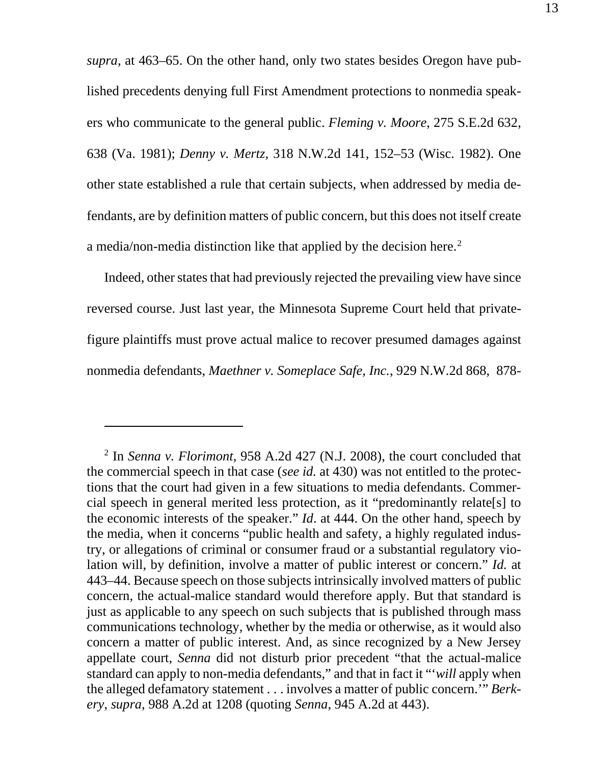*supra*, at 463–65. On the other hand, only two states besides Oregon have published precedents denying full First Amendment protections to nonmedia speakers who communicate to the general public. *Fleming v. Moore*, 275 S.E.2d 632, 638 (Va. 1981); *Denny v. Mertz*, 318 N.W.2d 141, 152–53 (Wisc. 1982). One other state established a rule that certain subjects, when addressed by media defendants, are by definition matters of public concern, but this does not itself create a media/non-media distinction like that applied by the decision here.[2]

Indeed, other states that had previously rejected the prevailing view have since reversed course. Just last year, the Minnesota Supreme Court held that private-figure plaintiffs must prove actual malice to recover presumed damages against nonmedia defendants, *Maethner v. Someplace Safe, Inc.*, 929 N.W.2d 868, 878-

---

[2] In *Senna v. Florimont*, 958 A.2d 427 (N.J. 2008), the court concluded that the commercial speech in that case (*see id.* at 430) was not entitled to the protections that the court had given in a few situations to media defendants. Commercial speech in general merited less protection, as it "predominantly relate[s] to the economic interests of the speaker." *Id*. at 444. On the other hand, speech by the media, when it concerns "public health and safety, a highly regulated industry, or allegations of criminal or consumer fraud or a substantial regulatory violation will, by definition, involve a matter of public interest or concern." *Id.* at 443–44. Because speech on those subjects intrinsically involved matters of public concern, the actual-malice standard would therefore apply. But that standard is just as applicable to any speech on such subjects that is published through mass communications technology, whether by the media or otherwise, as it would also concern a matter of public interest. And, as since recognized by a New Jersey appellate court, *Senna* did not disturb prior precedent "that the actual-malice standard can apply to non-media defendants," and that in fact it "'*will* apply when the alleged defamatory statement . . . involves a matter of public concern.'" *Berkery*, *supra*, 988 A.2d at 1208 (quoting *Senna*, 945 A.2d at 443).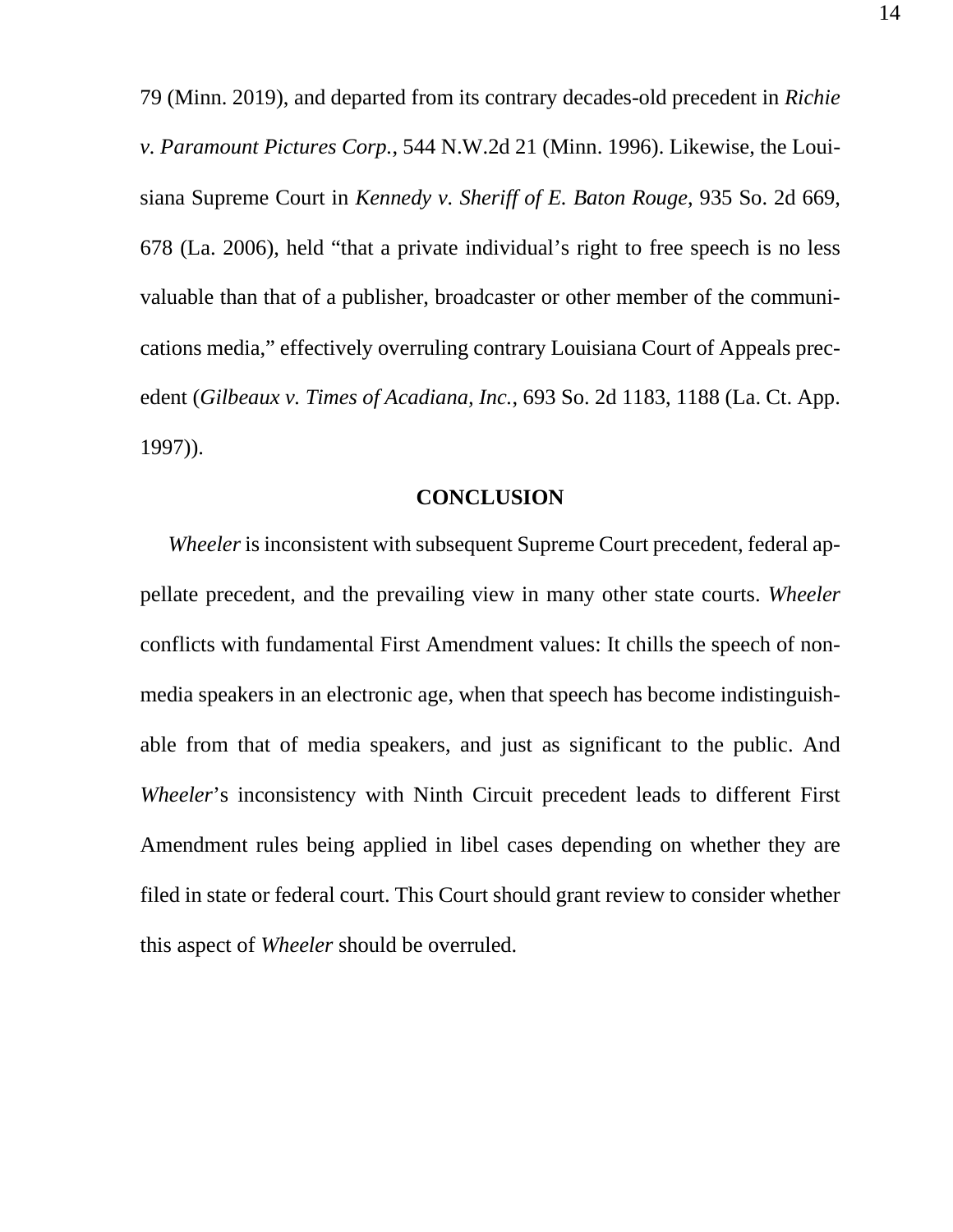79 (Minn. 2019), and departed from its contrary decades-old precedent in *Richie v. Paramount Pictures Corp.*, 544 N.W.2d 21 (Minn. 1996). Likewise, the Louisiana Supreme Court in *Kennedy v. Sheriff of E. Baton Rouge*, 935 So. 2d 669, 678 (La. 2006), held "that a private individual's right to free speech is no less valuable than that of a publisher, broadcaster or other member of the communications media," effectively overruling contrary Louisiana Court of Appeals precedent (*Gilbeaux v. Times of Acadiana, Inc.*, 693 So. 2d 1183, 1188 (La. Ct. App. 1997)).

## CONCLUSION

*Wheeler* is inconsistent with subsequent Supreme Court precedent, federal appellate precedent, and the prevailing view in many other state courts. *Wheeler* conflicts with fundamental First Amendment values: It chills the speech of non-media speakers in an electronic age, when that speech has become indistinguishable from that of media speakers, and just as significant to the public. And *Wheeler*'s inconsistency with Ninth Circuit precedent leads to different First Amendment rules being applied in libel cases depending on whether they are filed in state or federal court. This Court should grant review to consider whether this aspect of *Wheeler* should be overruled.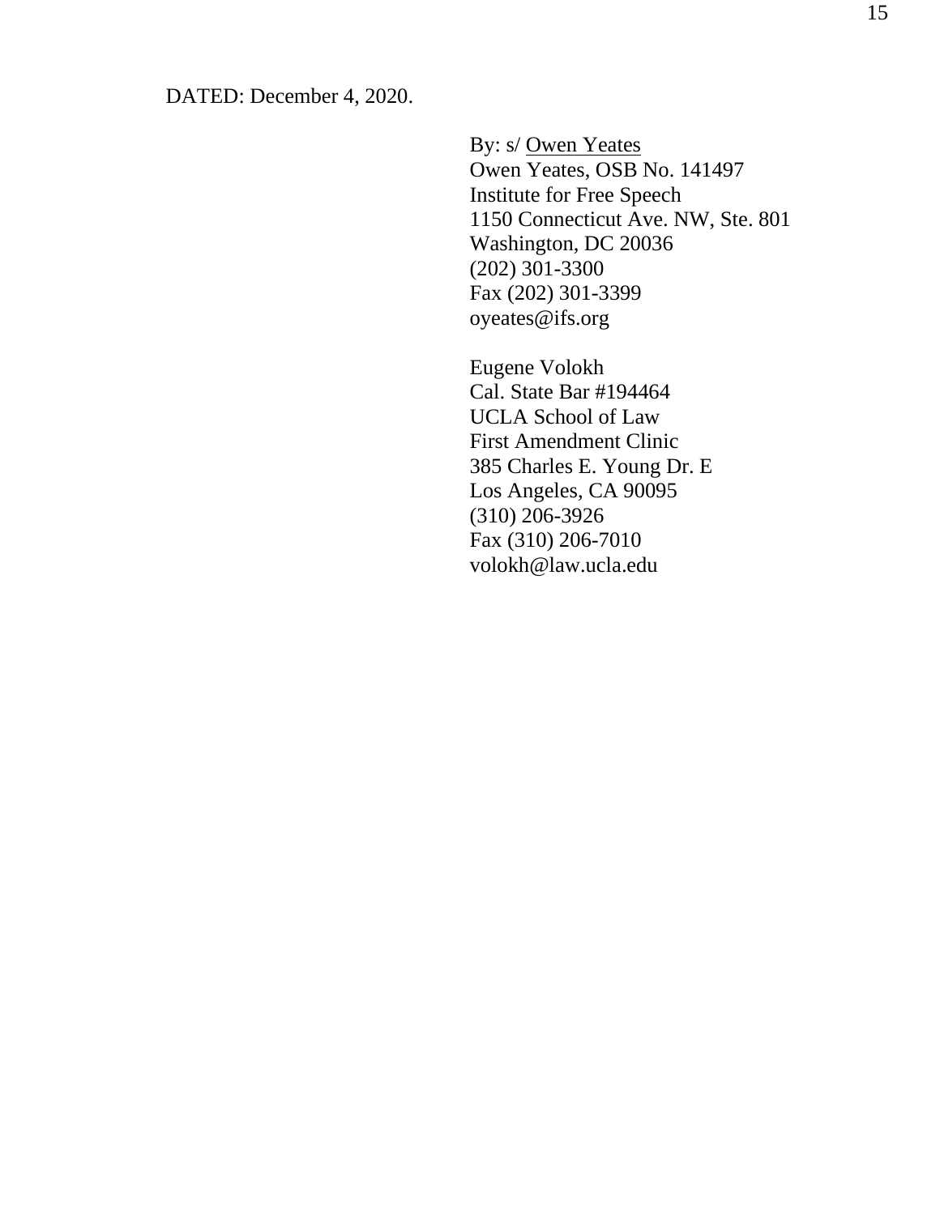DATED: December 4, 2020.

By: s/ Owen Yeates
Owen Yeates, OSB No. 141497
Institute for Free Speech
1150 Connecticut Ave. NW, Ste. 801
Washington, DC 20036
(202) 301-3300
Fax (202) 301-3399
oyeates@ifs.org

Eugene Volokh
Cal. State Bar #194464
UCLA School of Law
First Amendment Clinic
385 Charles E. Young Dr. E
Los Angeles, CA 90095
(310) 206-3926
Fax (310) 206-7010
volokh@law.ucla.edu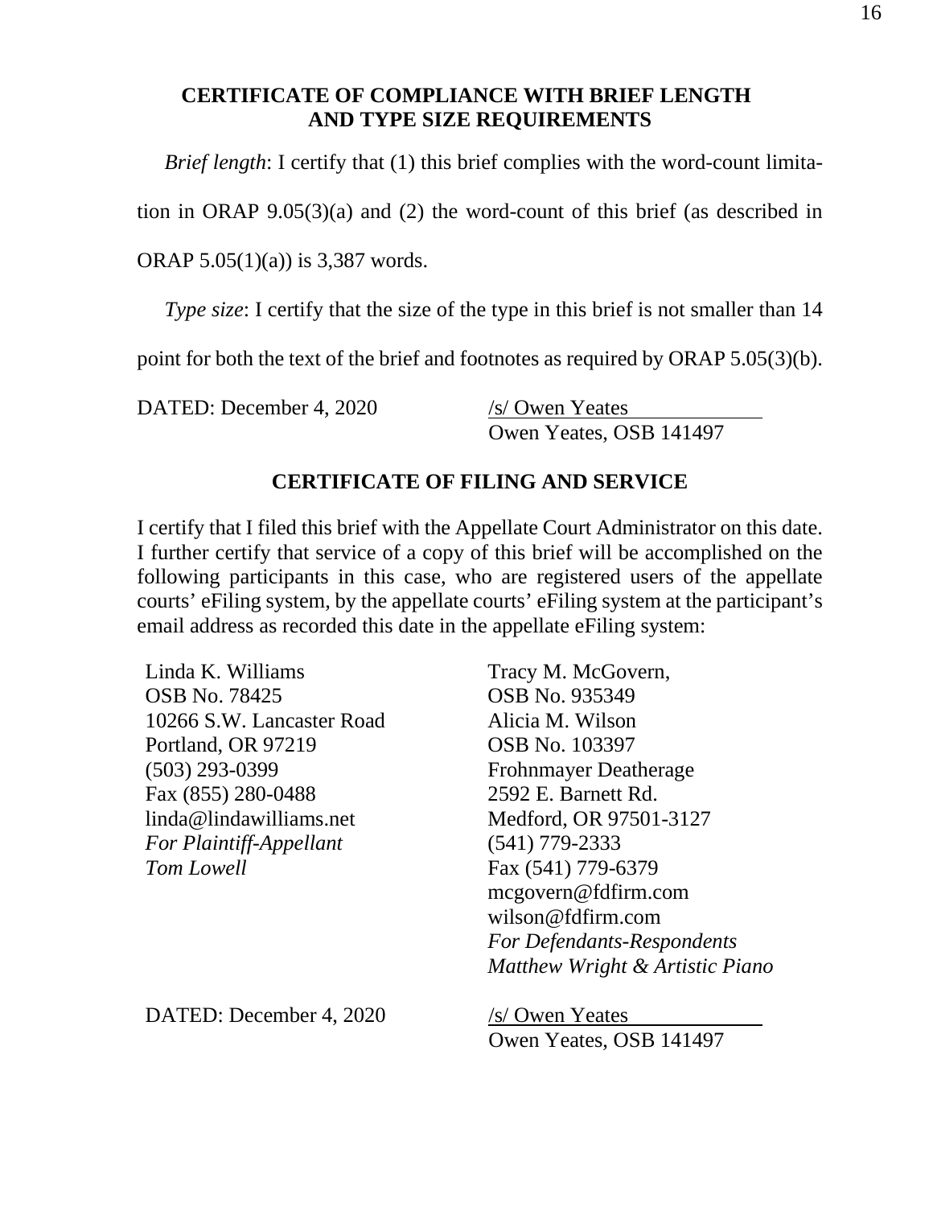## CERTIFICATE OF COMPLIANCE WITH BRIEF LENGTH AND TYPE SIZE REQUIREMENTS

*Brief length*: I certify that (1) this brief complies with the word-count limitation in ORAP 9.05(3)(a) and (2) the word-count of this brief (as described in ORAP 5.05(1)(a)) is 3,387 words.

*Type size*: I certify that the size of the type in this brief is not smaller than 14 point for both the text of the brief and footnotes as required by ORAP 5.05(3)(b).

DATED: December 4, 2020

/s/ Owen Yeates
Owen Yeates, OSB 141497

## CERTIFICATE OF FILING AND SERVICE

I certify that I filed this brief with the Appellate Court Administrator on this date. I further certify that service of a copy of this brief will be accomplished on the following participants in this case, who are registered users of the appellate courts' eFiling system, by the appellate courts' eFiling system at the participant's email address as recorded this date in the appellate eFiling system:

Linda K. Williams
OSB No. 78425
10266 S.W. Lancaster Road
Portland, OR 97219
(503) 293-0399
Fax (855) 280-0488
linda@lindawilliams.net
*For Plaintiff-Appellant Tom Lowell*

Tracy M. McGovern,
OSB No. 935349
Alicia M. Wilson
OSB No. 103397
Frohnmayer Deatherage
2592 E. Barnett Rd.
Medford, OR 97501-3127
(541) 779-2333
Fax (541) 779-6379
mcgovern@fdfirm.com
wilson@fdfirm.com
*For Defendants-Respondents Matthew Wright & Artistic Piano*

DATED: December 4, 2020

/s/ Owen Yeates
Owen Yeates, OSB 141497